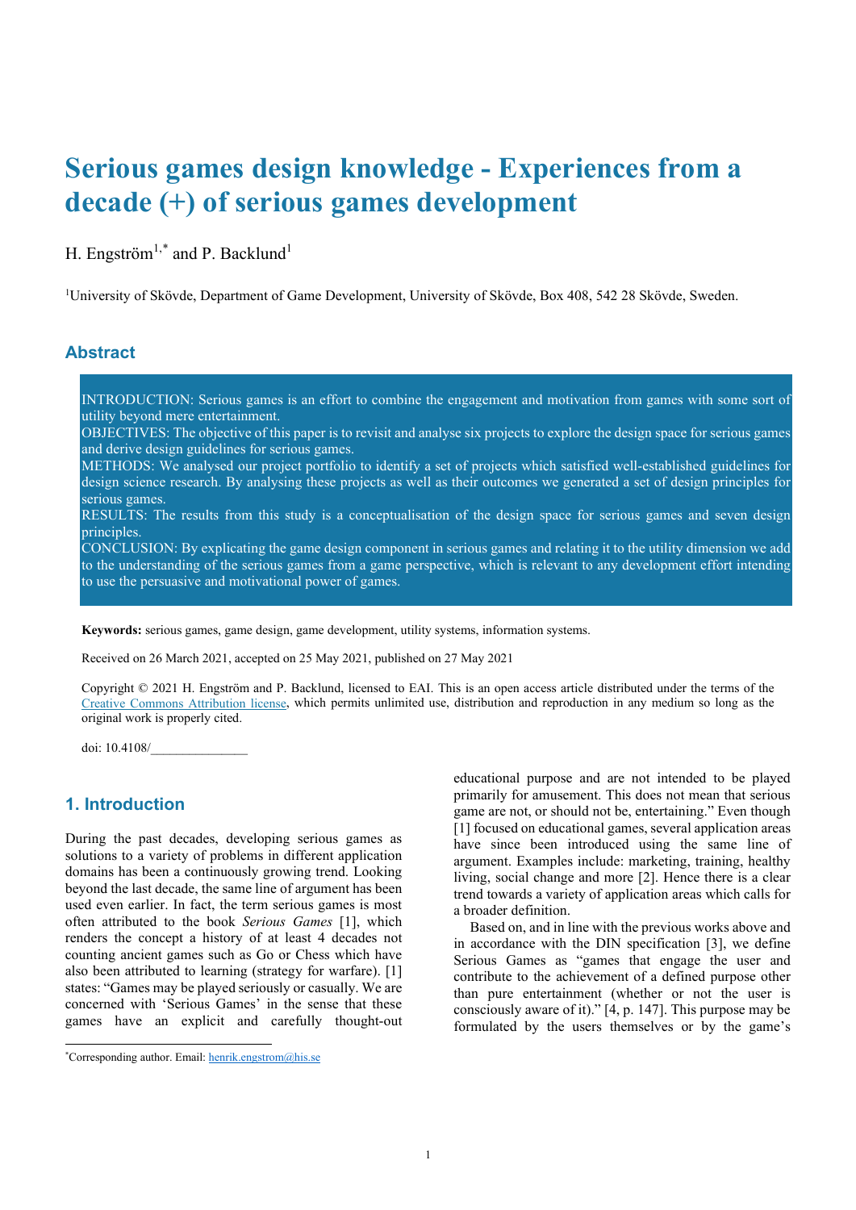# Serious games design knowledge - Experiences from a decade (+) of serious games development

H. Engström[1,*] and P. Backlund[1]

[1]University of Skövde, Department of Game Development, University of Skövde, Box 408, 542 28 Skövde, Sweden.

## Abstract

INTRODUCTION: Serious games is an effort to combine the engagement and motivation from games with some sort of utility beyond mere entertainment.
OBJECTIVES: The objective of this paper is to revisit and analyse six projects to explore the design space for serious games and derive design guidelines for serious games.
METHODS: We analysed our project portfolio to identify a set of projects which satisfied well-established guidelines for design science research. By analysing these projects as well as their outcomes we generated a set of design principles for serious games.
RESULTS: The results from this study is a conceptualisation of the design space for serious games and seven design principles.
CONCLUSION: By explicating the game design component in serious games and relating it to the utility dimension we add to the understanding of the serious games from a game perspective, which is relevant to any development effort intending to use the persuasive and motivational power of games.

**Keywords:** serious games, game design, game development, utility systems, information systems.

Received on 26 March 2021, accepted on 25 May 2021, published on 27 May 2021

Copyright © 2021 H. Engström and P. Backlund, licensed to EAI. This is an open access article distributed under the terms of the Creative Commons Attribution license, which permits unlimited use, distribution and reproduction in any medium so long as the original work is properly cited.

doi: 10.4108/_______________

## 1. Introduction

During the past decades, developing serious games as solutions to a variety of problems in different application domains has been a continuously growing trend. Looking beyond the last decade, the same line of argument has been used even earlier. In fact, the term serious games is most often attributed to the book *Serious Games* [1], which renders the concept a history of at least 4 decades not counting ancient games such as Go or Chess which have also been attributed to learning (strategy for warfare). [1] states: "Games may be played seriously or casually. We are concerned with 'Serious Games' in the sense that these games have an explicit and carefully thought-out educational purpose and are not intended to be played primarily for amusement. This does not mean that serious game are not, or should not be, entertaining." Even though [1] focused on educational games, several application areas have since been introduced using the same line of argument. Examples include: marketing, training, healthy living, social change and more [2]. Hence there is a clear trend towards a variety of application areas which calls for a broader definition.

Based on, and in line with the previous works above and in accordance with the DIN specification [3], we define Serious Games as "games that engage the user and contribute to the achievement of a defined purpose other than pure entertainment (whether or not the user is consciously aware of it)." [4, p. 147]. This purpose may be formulated by the users themselves or by the game's

*Corresponding author. Email: henrik.engstrom@his.se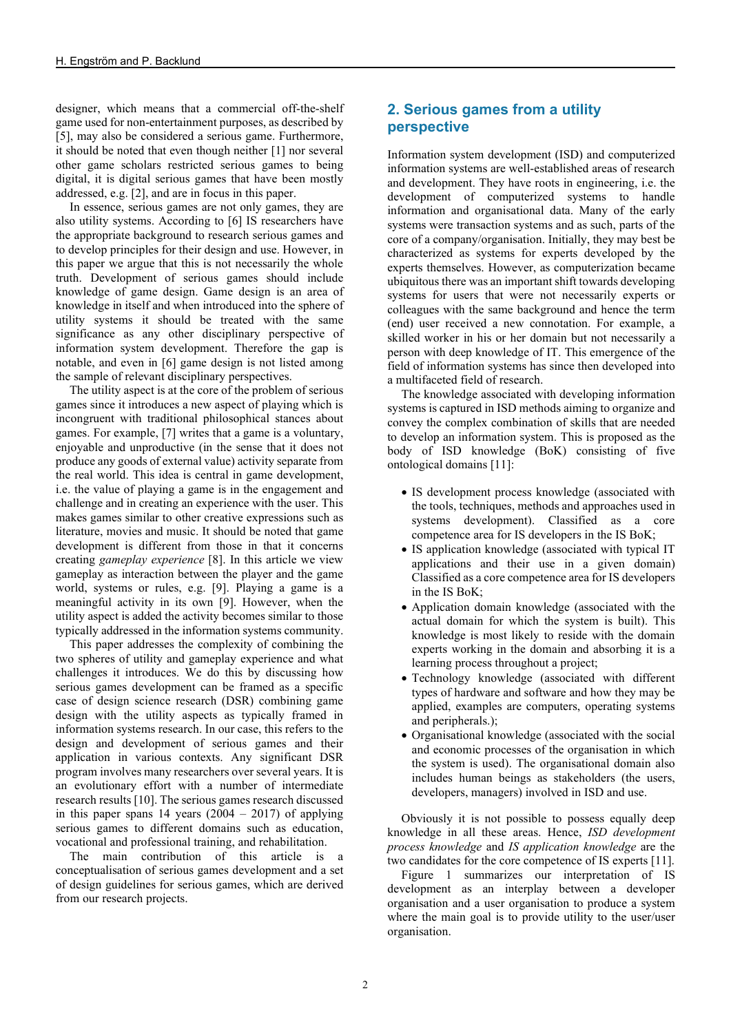designer, which means that a commercial off-the-shelf game used for non-entertainment purposes, as described by [5], may also be considered a serious game. Furthermore, it should be noted that even though neither [1] nor several other game scholars restricted serious games to being digital, it is digital serious games that have been mostly addressed, e.g. [2], and are in focus in this paper.

In essence, serious games are not only games, they are also utility systems. According to [6] IS researchers have the appropriate background to research serious games and to develop principles for their design and use. However, in this paper we argue that this is not necessarily the whole truth. Development of serious games should include knowledge of game design. Game design is an area of knowledge in itself and when introduced into the sphere of utility systems it should be treated with the same significance as any other disciplinary perspective of information system development. Therefore the gap is notable, and even in [6] game design is not listed among the sample of relevant disciplinary perspectives.

The utility aspect is at the core of the problem of serious games since it introduces a new aspect of playing which is incongruent with traditional philosophical stances about games. For example, [7] writes that a game is a voluntary, enjoyable and unproductive (in the sense that it does not produce any goods of external value) activity separate from the real world. This idea is central in game development, i.e. the value of playing a game is in the engagement and challenge and in creating an experience with the user. This makes games similar to other creative expressions such as literature, movies and music. It should be noted that game development is different from those in that it concerns creating *gameplay experience* [8]. In this article we view gameplay as interaction between the player and the game world, systems or rules, e.g. [9]. Playing a game is a meaningful activity in its own [9]. However, when the utility aspect is added the activity becomes similar to those typically addressed in the information systems community.

This paper addresses the complexity of combining the two spheres of utility and gameplay experience and what challenges it introduces. We do this by discussing how serious games development can be framed as a specific case of design science research (DSR) combining game design with the utility aspects as typically framed in information systems research. In our case, this refers to the design and development of serious games and their application in various contexts. Any significant DSR program involves many researchers over several years. It is an evolutionary effort with a number of intermediate research results [10]. The serious games research discussed in this paper spans 14 years (2004 – 2017) of applying serious games to different domains such as education, vocational and professional training, and rehabilitation.

The main contribution of this article is a conceptualisation of serious games development and a set of design guidelines for serious games, which are derived from our research projects.

## 2. Serious games from a utility perspective

Information system development (ISD) and computerized information systems are well-established areas of research and development. They have roots in engineering, i.e. the development of computerized systems to handle information and organisational data. Many of the early systems were transaction systems and as such, parts of the core of a company/organisation. Initially, they may best be characterized as systems for experts developed by the experts themselves. However, as computerization became ubiquitous there was an important shift towards developing systems for users that were not necessarily experts or colleagues with the same background and hence the term (end) user received a new connotation. For example, a skilled worker in his or her domain but not necessarily a person with deep knowledge of IT. This emergence of the field of information systems has since then developed into a multifaceted field of research.

The knowledge associated with developing information systems is captured in ISD methods aiming to organize and convey the complex combination of skills that are needed to develop an information system. This is proposed as the body of ISD knowledge (BoK) consisting of five ontological domains [11]:

- IS development process knowledge (associated with the tools, techniques, methods and approaches used in systems development). Classified as a core competence area for IS developers in the IS BoK;
- IS application knowledge (associated with typical IT applications and their use in a given domain) Classified as a core competence area for IS developers in the IS BoK;
- Application domain knowledge (associated with the actual domain for which the system is built). This knowledge is most likely to reside with the domain experts working in the domain and absorbing it is a learning process throughout a project;
- Technology knowledge (associated with different types of hardware and software and how they may be applied, examples are computers, operating systems and peripherals.);
- Organisational knowledge (associated with the social and economic processes of the organisation in which the system is used). The organisational domain also includes human beings as stakeholders (the users, developers, managers) involved in ISD and use.

Obviously it is not possible to possess equally deep knowledge in all these areas. Hence, *ISD development process knowledge* and *IS application knowledge* are the two candidates for the core competence of IS experts [11].

Figure 1 summarizes our interpretation of IS development as an interplay between a developer organisation and a user organisation to produce a system where the main goal is to provide utility to the user/user organisation.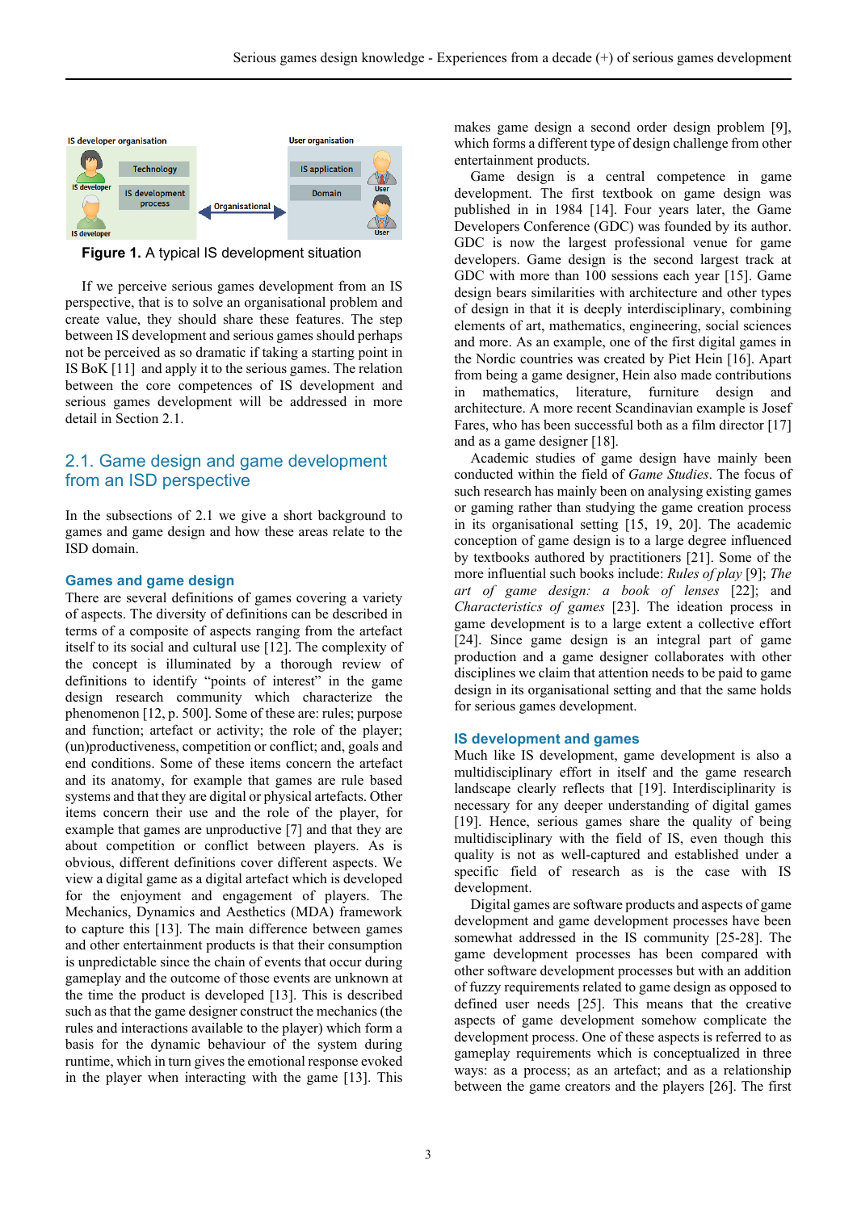Figure 1. A typical IS development situation

If we perceive serious games development from an IS perspective, that is to solve an organisational problem and create value, they should share these features. The step between IS development and serious games should perhaps not be perceived as so dramatic if taking a starting point in IS BoK [11] and apply it to the serious games. The relation between the core competences of IS development and serious games development will be addressed in more detail in Section 2.1.

## 2.1. Game design and game development from an ISD perspective

In the subsections of 2.1 we give a short background to games and game design and how these areas relate to the ISD domain.

### Games and game design

There are several definitions of games covering a variety of aspects. The diversity of definitions can be described in terms of a composite of aspects ranging from the artefact itself to its social and cultural use [12]. The complexity of the concept is illuminated by a thorough review of definitions to identify "points of interest" in the game design research community which characterize the phenomenon [12, p. 500]. Some of these are: rules; purpose and function; artefact or activity; the role of the player; (un)productiveness, competition or conflict; and, goals and end conditions. Some of these items concern the artefact and its anatomy, for example that games are rule based systems and that they are digital or physical artefacts. Other items concern their use and the role of the player, for example that games are unproductive [7] and that they are about competition or conflict between players. As is obvious, different definitions cover different aspects. We view a digital game as a digital artefact which is developed for the enjoyment and engagement of players. The Mechanics, Dynamics and Aesthetics (MDA) framework to capture this [13]. The main difference between games and other entertainment products is that their consumption is unpredictable since the chain of events that occur during gameplay and the outcome of those events are unknown at the time the product is developed [13]. This is described such as that the game designer construct the mechanics (the rules and interactions available to the player) which form a basis for the dynamic behaviour of the system during runtime, which in turn gives the emotional response evoked in the player when interacting with the game [13]. This makes game design a second order design problem [9], which forms a different type of design challenge from other entertainment products.

Game design is a central competence in game development. The first textbook on game design was published in in 1984 [14]. Four years later, the Game Developers Conference (GDC) was founded by its author. GDC is now the largest professional venue for game developers. Game design is the second largest track at GDC with more than 100 sessions each year [15]. Game design bears similarities with architecture and other types of design in that it is deeply interdisciplinary, combining elements of art, mathematics, engineering, social sciences and more. As an example, one of the first digital games in the Nordic countries was created by Piet Hein [16]. Apart from being a game designer, Hein also made contributions in mathematics, literature, furniture design and architecture. A more recent Scandinavian example is Josef Fares, who has been successful both as a film director [17] and as a game designer [18].

Academic studies of game design have mainly been conducted within the field of *Game Studies*. The focus of such research has mainly been on analysing existing games or gaming rather than studying the game creation process in its organisational setting [15, 19, 20]. The academic conception of game design is to a large degree influenced by textbooks authored by practitioners [21]. Some of the more influential such books include: *Rules of play* [9]; *The art of game design: a book of lenses* [22]; and *Characteristics of games* [23]. The ideation process in game development is to a large extent a collective effort [24]. Since game design is an integral part of game production and a game designer collaborates with other disciplines we claim that attention needs to be paid to game design in its organisational setting and that the same holds for serious games development.

### IS development and games

Much like IS development, game development is also a multidisciplinary effort in itself and the game research landscape clearly reflects that [19]. Interdisciplinarity is necessary for any deeper understanding of digital games [19]. Hence, serious games share the quality of being multidisciplinary with the field of IS, even though this quality is not as well-captured and established under a specific field of research as is the case with IS development.

Digital games are software products and aspects of game development and game development processes have been somewhat addressed in the IS community [25-28]. The game development processes has been compared with other software development processes but with an addition of fuzzy requirements related to game design as opposed to defined user needs [25]. This means that the creative aspects of game development somehow complicate the development process. One of these aspects is referred to as gameplay requirements which is conceptualized in three ways: as a process; as an artefact; and as a relationship between the game creators and the players [26]. The first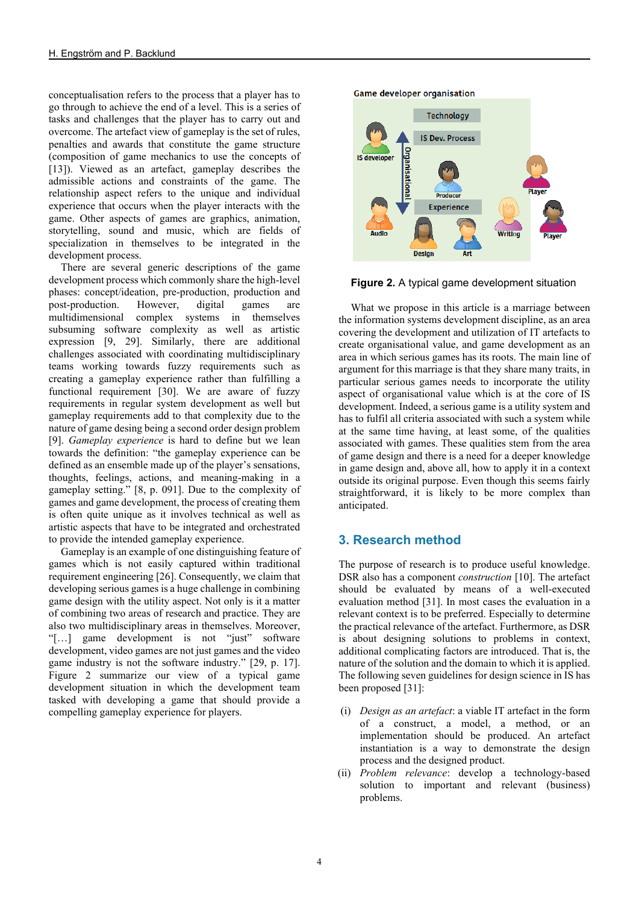conceptualisation refers to the process that a player has to go through to achieve the end of a level. This is a series of tasks and challenges that the player has to carry out and overcome. The artefact view of gameplay is the set of rules, penalties and awards that constitute the game structure (composition of game mechanics to use the concepts of [13]). Viewed as an artefact, gameplay describes the admissible actions and constraints of the game. The relationship aspect refers to the unique and individual experience that occurs when the player interacts with the game. Other aspects of games are graphics, animation, storytelling, sound and music, which are fields of specialization in themselves to be integrated in the development process.

There are several generic descriptions of the game development process which commonly share the high-level phases: concept/ideation, pre-production, production and post-production. However, digital games are multidimensional complex systems in themselves subsuming software complexity as well as artistic expression [9, 29]. Similarly, there are additional challenges associated with coordinating multidisciplinary teams working towards fuzzy requirements such as creating a gameplay experience rather than fulfilling a functional requirement [30]. We are aware of fuzzy requirements in regular system development as well but gameplay requirements add to that complexity due to the nature of game desing being a second order design problem [9]. *Gameplay experience* is hard to define but we lean towards the definition: "the gameplay experience can be defined as an ensemble made up of the player's sensations, thoughts, feelings, actions, and meaning-making in a gameplay setting." [8, p. 091]. Due to the complexity of games and game development, the process of creating them is often quite unique as it involves technical as well as artistic aspects that have to be integrated and orchestrated to provide the intended gameplay experience.

Gameplay is an example of one distinguishing feature of games which is not easily captured within traditional requirement engineering [26]. Consequently, we claim that developing serious games is a huge challenge in combining game design with the utility aspect. Not only is it a matter of combining two areas of research and practice. They are also two multidisciplinary areas in themselves. Moreover, "[…] game development is not "just" software development, video games are not just games and the video game industry is not the software industry." [29, p. 17]. Figure 2 summarize our view of a typical game development situation in which the development team tasked with developing a game that should provide a compelling gameplay experience for players.

**Figure 2.** A typical game development situation

What we propose in this article is a marriage between the information systems development discipline, as an area covering the development and utilization of IT artefacts to create organisational value, and game development as an area in which serious games has its roots. The main line of argument for this marriage is that they share many traits, in particular serious games needs to incorporate the utility aspect of organisational value which is at the core of IS development. Indeed, a serious game is a utility system and has to fulfil all criteria associated with such a system while at the same time having, at least some, of the qualities associated with games. These qualities stem from the area of game design and there is a need for a deeper knowledge in game design and, above all, how to apply it in a context outside its original purpose. Even though this seems fairly straightforward, it is likely to be more complex than anticipated.

## 3. Research method

The purpose of research is to produce useful knowledge. DSR also has a component *construction* [10]. The artefact should be evaluated by means of a well-executed evaluation method [31]. In most cases the evaluation in a relevant context is to be preferred. Especially to determine the practical relevance of the artefact. Furthermore, as DSR is about designing solutions to problems in context, additional complicating factors are introduced. That is, the nature of the solution and the domain to which it is applied. The following seven guidelines for design science in IS has been proposed [31]:

(i) *Design as an artefact*: a viable IT artefact in the form of a construct, a model, a method, or an implementation should be produced. An artefact instantiation is a way to demonstrate the design process and the designed product.

(ii) *Problem relevance*: develop a technology-based solution to important and relevant (business) problems.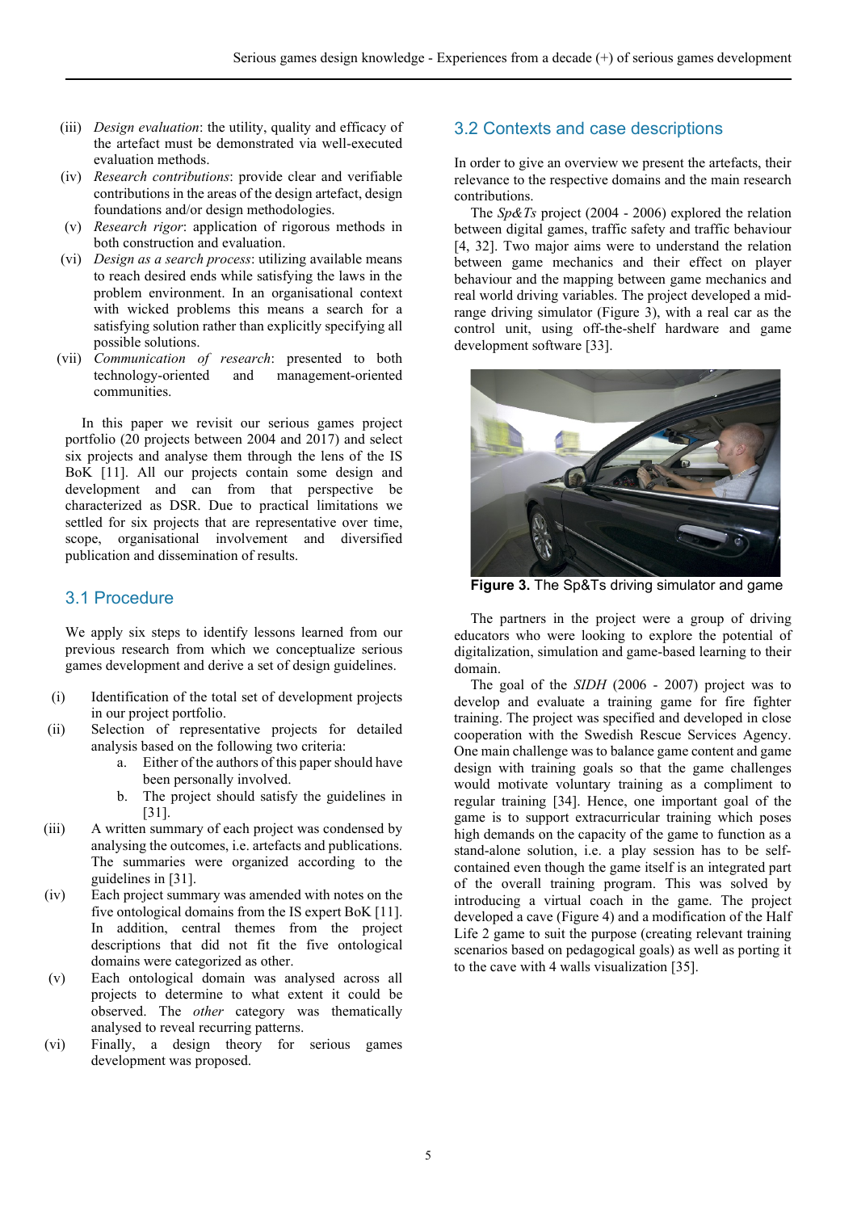(iii) *Design evaluation*: the utility, quality and efficacy of the artefact must be demonstrated via well-executed evaluation methods.
(iv) *Research contributions*: provide clear and verifiable contributions in the areas of the design artefact, design foundations and/or design methodologies.
(v) *Research rigor*: application of rigorous methods in both construction and evaluation.
(vi) *Design as a search process*: utilizing available means to reach desired ends while satisfying the laws in the problem environment. In an organisational context with wicked problems this means a search for a satisfying solution rather than explicitly specifying all possible solutions.
(vii) *Communication of research*: presented to both technology-oriented and management-oriented communities.

In this paper we revisit our serious games project portfolio (20 projects between 2004 and 2017) and select six projects and analyse them through the lens of the IS BoK [11]. All our projects contain some design and development and can from that perspective be characterized as DSR. Due to practical limitations we settled for six projects that are representative over time, scope, organisational involvement and diversified publication and dissemination of results.

## 3.1 Procedure

We apply six steps to identify lessons learned from our previous research from which we conceptualize serious games development and derive a set of design guidelines.

(i) Identification of the total set of development projects in our project portfolio.
(ii) Selection of representative projects for detailed analysis based on the following two criteria:
    a. Either of the authors of this paper should have been personally involved.
    b. The project should satisfy the guidelines in [31].
(iii) A written summary of each project was condensed by analysing the outcomes, i.e. artefacts and publications. The summaries were organized according to the guidelines in [31].
(iv) Each project summary was amended with notes on the five ontological domains from the IS expert BoK [11]. In addition, central themes from the project descriptions that did not fit the five ontological domains were categorized as other.
(v) Each ontological domain was analysed across all projects to determine to what extent it could be observed. The *other* category was thematically analysed to reveal recurring patterns.
(vi) Finally, a design theory for serious games development was proposed.

## 3.2 Contexts and case descriptions

In order to give an overview we present the artefacts, their relevance to the respective domains and the main research contributions.

The *Sp&Ts* project (2004 - 2006) explored the relation between digital games, traffic safety and traffic behaviour [4, 32]. Two major aims were to understand the relation between game mechanics and their effect on player behaviour and the mapping between game mechanics and real world driving variables. The project developed a mid-range driving simulator (Figure 3), with a real car as the control unit, using off-the-shelf hardware and game development software [33].

**Figure 3.** The Sp&Ts driving simulator and game

The partners in the project were a group of driving educators who were looking to explore the potential of digitalization, simulation and game-based learning to their domain.

The goal of the *SIDH* (2006 - 2007) project was to develop and evaluate a training game for fire fighter training. The project was specified and developed in close cooperation with the Swedish Rescue Services Agency. One main challenge was to balance game content and game design with training goals so that the game challenges would motivate voluntary training as a compliment to regular training [34]. Hence, one important goal of the game is to support extracurricular training which poses high demands on the capacity of the game to function as a stand-alone solution, i.e. a play session has to be self-contained even though the game itself is an integrated part of the overall training program. This was solved by introducing a virtual coach in the game. The project developed a cave (Figure 4) and a modification of the Half Life 2 game to suit the purpose (creating relevant training scenarios based on pedagogical goals) as well as porting it to the cave with 4 walls visualization [35].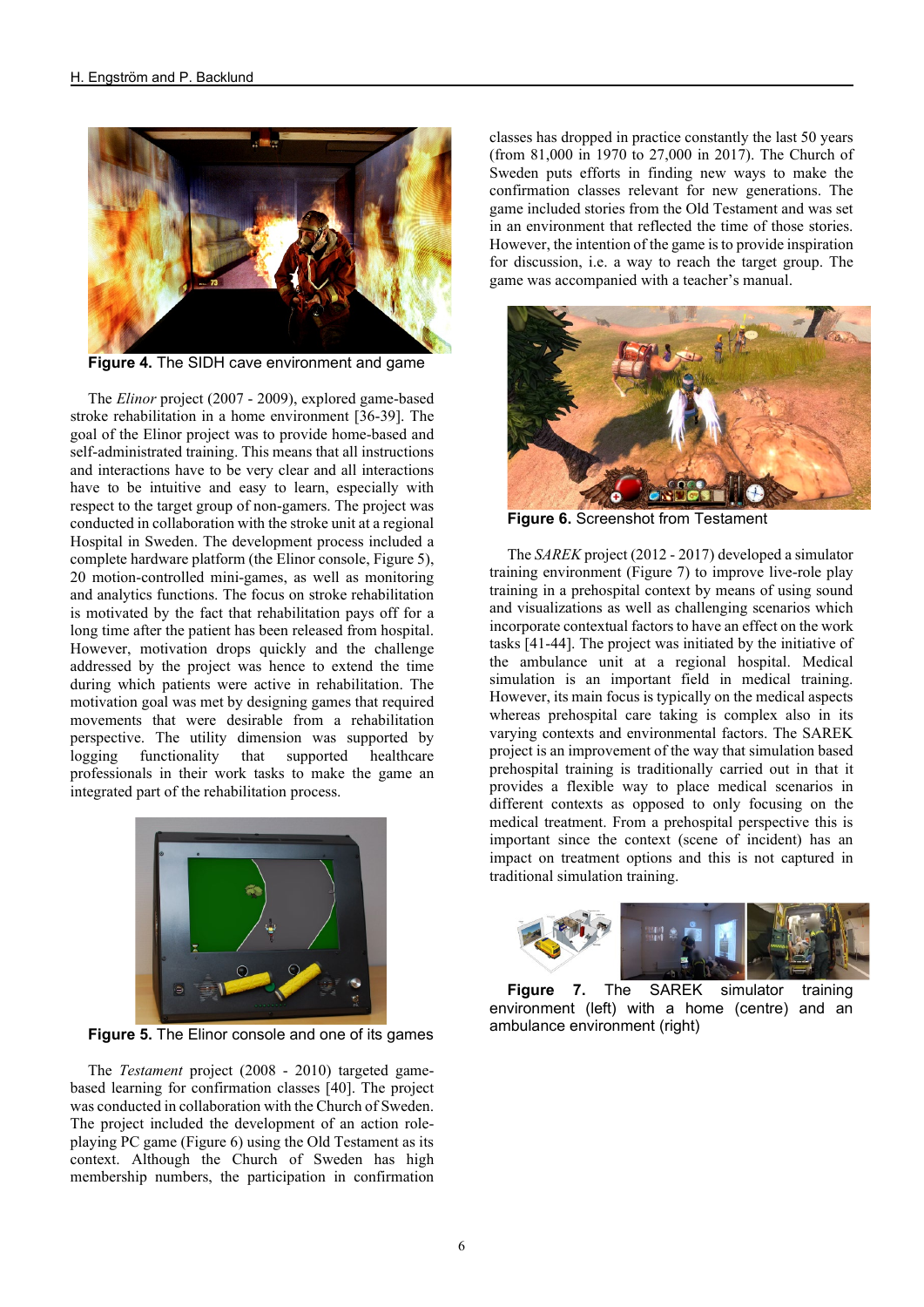Figure 4. The SIDH cave environment and game

The *Elinor* project (2007 - 2009), explored game-based stroke rehabilitation in a home environment [36-39]. The goal of the Elinor project was to provide home-based and self-administrated training. This means that all instructions and interactions have to be very clear and all interactions have to be intuitive and easy to learn, especially with respect to the target group of non-gamers. The project was conducted in collaboration with the stroke unit at a regional Hospital in Sweden. The development process included a complete hardware platform (the Elinor console, Figure 5), 20 motion-controlled mini-games, as well as monitoring and analytics functions. The focus on stroke rehabilitation is motivated by the fact that rehabilitation pays off for a long time after the patient has been released from hospital. However, motivation drops quickly and the challenge addressed by the project was hence to extend the time during which patients were active in rehabilitation. The motivation goal was met by designing games that required movements that were desirable from a rehabilitation perspective. The utility dimension was supported by logging functionality that supported healthcare professionals in their work tasks to make the game an integrated part of the rehabilitation process.

Figure 5. The Elinor console and one of its games

The *Testament* project (2008 - 2010) targeted game-based learning for confirmation classes [40]. The project was conducted in collaboration with the Church of Sweden. The project included the development of an action role-playing PC game (Figure 6) using the Old Testament as its context. Although the Church of Sweden has high membership numbers, the participation in confirmation classes has dropped in practice constantly the last 50 years (from 81,000 in 1970 to 27,000 in 2017). The Church of Sweden puts efforts in finding new ways to make the confirmation classes relevant for new generations. The game included stories from the Old Testament and was set in an environment that reflected the time of those stories. However, the intention of the game is to provide inspiration for discussion, i.e. a way to reach the target group. The game was accompanied with a teacher's manual.

Figure 6. Screenshot from Testament

The *SAREK* project (2012 - 2017) developed a simulator training environment (Figure 7) to improve live-role play training in a prehospital context by means of using sound and visualizations as well as challenging scenarios which incorporate contextual factors to have an effect on the work tasks [41-44]. The project was initiated by the initiative of the ambulance unit at a regional hospital. Medical simulation is an important field in medical training. However, its main focus is typically on the medical aspects whereas prehospital care taking is complex also in its varying contexts and environmental factors. The SAREK project is an improvement of the way that simulation based prehospital training is traditionally carried out in that it provides a flexible way to place medical scenarios in different contexts as opposed to only focusing on the medical treatment. From a prehospital perspective this is important since the context (scene of incident) has an impact on treatment options and this is not captured in traditional simulation training.

Figure 7. The SAREK simulator training environment (left) with a home (centre) and an ambulance environment (right)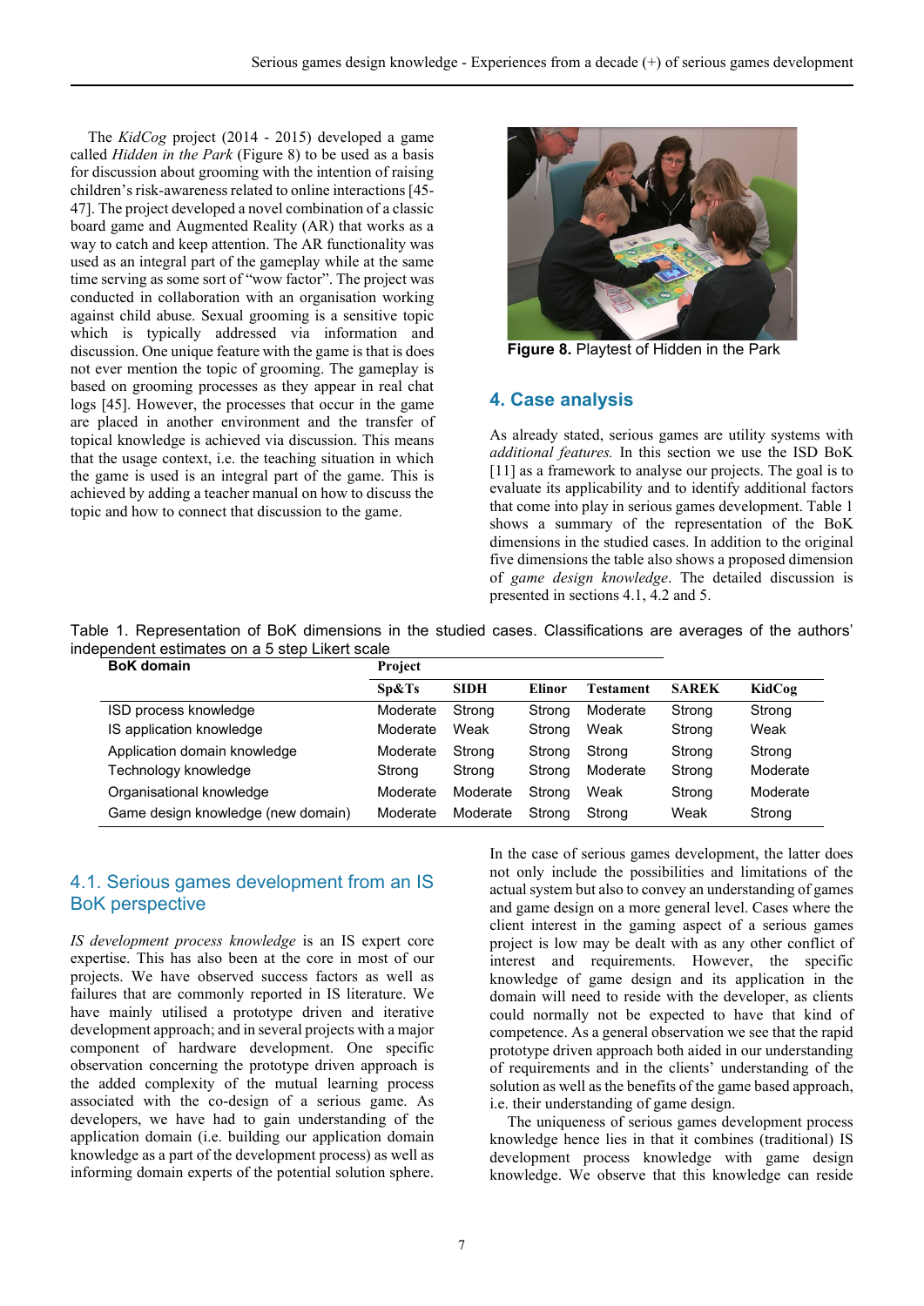The *KidCog* project (2014 - 2015) developed a game called *Hidden in the Park* (Figure 8) to be used as a basis for discussion about grooming with the intention of raising children's risk-awareness related to online interactions [45-47]. The project developed a novel combination of a classic board game and Augmented Reality (AR) that works as a way to catch and keep attention. The AR functionality was used as an integral part of the gameplay while at the same time serving as some sort of "wow factor". The project was conducted in collaboration with an organisation working against child abuse. Sexual grooming is a sensitive topic which is typically addressed via information and discussion. One unique feature with the game is that is does not ever mention the topic of grooming. The gameplay is based on grooming processes as they appear in real chat logs [45]. However, the processes that occur in the game are placed in another environment and the transfer of topical knowledge is achieved via discussion. This means that the usage context, i.e. the teaching situation in which the game is used is an integral part of the game. This is achieved by adding a teacher manual on how to discuss the topic and how to connect that discussion to the game.

**Figure 8.** Playtest of Hidden in the Park

## 4. Case analysis

As already stated, serious games are utility systems with *additional features.* In this section we use the ISD BoK [11] as a framework to analyse our projects. The goal is to evaluate its applicability and to identify additional factors that come into play in serious games development. Table 1 shows a summary of the representation of the BoK dimensions in the studied cases. In addition to the original five dimensions the table also shows a proposed dimension of *game design knowledge*. The detailed discussion is presented in sections 4.1, 4.2 and 5.

Table 1. Representation of BoK dimensions in the studied cases. Classifications are averages of the authors' independent estimates on a 5 step Likert scale

| **BoK domain** | **Project** | | | | | |
|---|---|---|---|---|---|---|
| | **Sp&Ts** | **SIDH** | **Elinor** | **Testament** | **SAREK** | **KidCog** |
| ISD process knowledge | Moderate | Strong | Strong | Moderate | Strong | Strong |
| IS application knowledge | Moderate | Weak | Strong | Weak | Strong | Weak |
| Application domain knowledge | Moderate | Strong | Strong | Strong | Strong | Strong |
| Technology knowledge | Strong | Strong | Strong | Moderate | Strong | Moderate |
| Organisational knowledge | Moderate | Moderate | Strong | Weak | Strong | Moderate |
| Game design knowledge (new domain) | Moderate | Moderate | Strong | Strong | Weak | Strong |

### 4.1. Serious games development from an IS BoK perspective

*IS development process knowledge* is an IS expert core expertise. This has also been at the core in most of our projects. We have observed success factors as well as failures that are commonly reported in IS literature. We have mainly utilised a prototype driven and iterative development approach; and in several projects with a major component of hardware development. One specific observation concerning the prototype driven approach is the added complexity of the mutual learning process associated with the co-design of a serious game. As developers, we have had to gain understanding of the application domain (i.e. building our application domain knowledge as a part of the development process) as well as informing domain experts of the potential solution sphere. In the case of serious games development, the latter does not only include the possibilities and limitations of the actual system but also to convey an understanding of games and game design on a more general level. Cases where the client interest in the gaming aspect of a serious games project is low may be dealt with as any other conflict of interest and requirements. However, the specific knowledge of game design and its application in the domain will need to reside with the developer, as clients could normally not be expected to have that kind of competence. As a general observation we see that the rapid prototype driven approach both aided in our understanding of requirements and in the clients' understanding of the solution as well as the benefits of the game based approach, i.e. their understanding of game design.

The uniqueness of serious games development process knowledge hence lies in that it combines (traditional) IS development process knowledge with game design knowledge. We observe that this knowledge can reside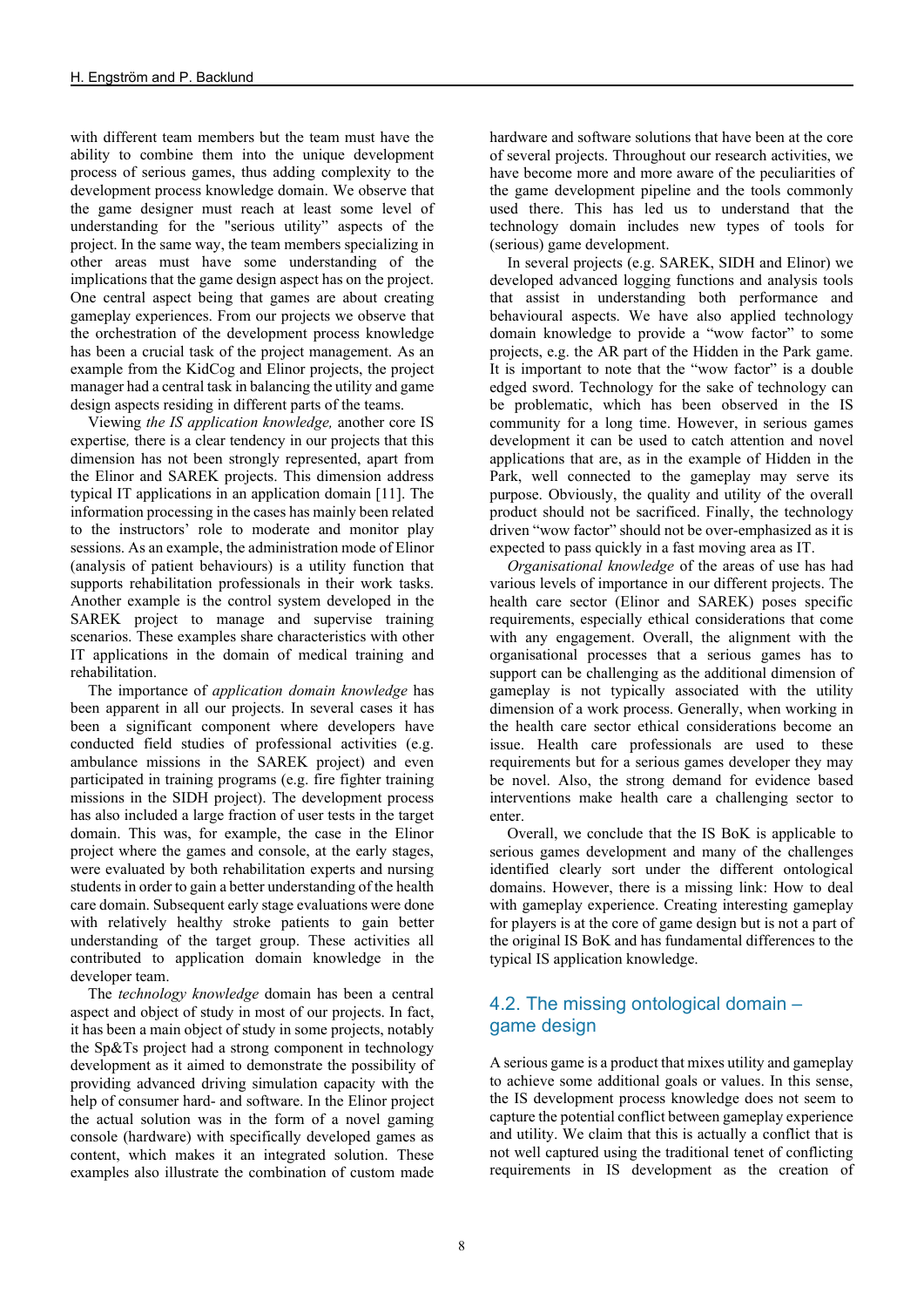with different team members but the team must have the ability to combine them into the unique development process of serious games, thus adding complexity to the development process knowledge domain. We observe that the game designer must reach at least some level of understanding for the "serious utility" aspects of the project. In the same way, the team members specializing in other areas must have some understanding of the implications that the game design aspect has on the project. One central aspect being that games are about creating gameplay experiences. From our projects we observe that the orchestration of the development process knowledge has been a crucial task of the project management. As an example from the KidCog and Elinor projects, the project manager had a central task in balancing the utility and game design aspects residing in different parts of the teams.

Viewing *the IS application knowledge,* another core IS expertise*,* there is a clear tendency in our projects that this dimension has not been strongly represented, apart from the Elinor and SAREK projects. This dimension address typical IT applications in an application domain [11]. The information processing in the cases has mainly been related to the instructors' role to moderate and monitor play sessions. As an example, the administration mode of Elinor (analysis of patient behaviours) is a utility function that supports rehabilitation professionals in their work tasks. Another example is the control system developed in the SAREK project to manage and supervise training scenarios. These examples share characteristics with other IT applications in the domain of medical training and rehabilitation.

The importance of *application domain knowledge* has been apparent in all our projects. In several cases it has been a significant component where developers have conducted field studies of professional activities (e.g. ambulance missions in the SAREK project) and even participated in training programs (e.g. fire fighter training missions in the SIDH project). The development process has also included a large fraction of user tests in the target domain. This was, for example, the case in the Elinor project where the games and console, at the early stages, were evaluated by both rehabilitation experts and nursing students in order to gain a better understanding of the health care domain. Subsequent early stage evaluations were done with relatively healthy stroke patients to gain better understanding of the target group. These activities all contributed to application domain knowledge in the developer team.

The *technology knowledge* domain has been a central aspect and object of study in most of our projects. In fact, it has been a main object of study in some projects, notably the Sp&Ts project had a strong component in technology development as it aimed to demonstrate the possibility of providing advanced driving simulation capacity with the help of consumer hard- and software. In the Elinor project the actual solution was in the form of a novel gaming console (hardware) with specifically developed games as content, which makes it an integrated solution. These examples also illustrate the combination of custom made hardware and software solutions that have been at the core of several projects. Throughout our research activities, we have become more and more aware of the peculiarities of the game development pipeline and the tools commonly used there. This has led us to understand that the technology domain includes new types of tools for (serious) game development.

In several projects (e.g. SAREK, SIDH and Elinor) we developed advanced logging functions and analysis tools that assist in understanding both performance and behavioural aspects. We have also applied technology domain knowledge to provide a "wow factor" to some projects, e.g. the AR part of the Hidden in the Park game. It is important to note that the "wow factor" is a double edged sword. Technology for the sake of technology can be problematic, which has been observed in the IS community for a long time. However, in serious games development it can be used to catch attention and novel applications that are, as in the example of Hidden in the Park, well connected to the gameplay may serve its purpose. Obviously, the quality and utility of the overall product should not be sacrificed. Finally, the technology driven "wow factor" should not be over-emphasized as it is expected to pass quickly in a fast moving area as IT.

*Organisational knowledge* of the areas of use has had various levels of importance in our different projects. The health care sector (Elinor and SAREK) poses specific requirements, especially ethical considerations that come with any engagement. Overall, the alignment with the organisational processes that a serious games has to support can be challenging as the additional dimension of gameplay is not typically associated with the utility dimension of a work process. Generally, when working in the health care sector ethical considerations become an issue. Health care professionals are used to these requirements but for a serious games developer they may be novel. Also, the strong demand for evidence based interventions make health care a challenging sector to enter.

Overall, we conclude that the IS BoK is applicable to serious games development and many of the challenges identified clearly sort under the different ontological domains. However, there is a missing link: How to deal with gameplay experience. Creating interesting gameplay for players is at the core of game design but is not a part of the original IS BoK and has fundamental differences to the typical IS application knowledge.

## 4.2. The missing ontological domain – game design

A serious game is a product that mixes utility and gameplay to achieve some additional goals or values. In this sense, the IS development process knowledge does not seem to capture the potential conflict between gameplay experience and utility. We claim that this is actually a conflict that is not well captured using the traditional tenet of conflicting requirements in IS development as the creation of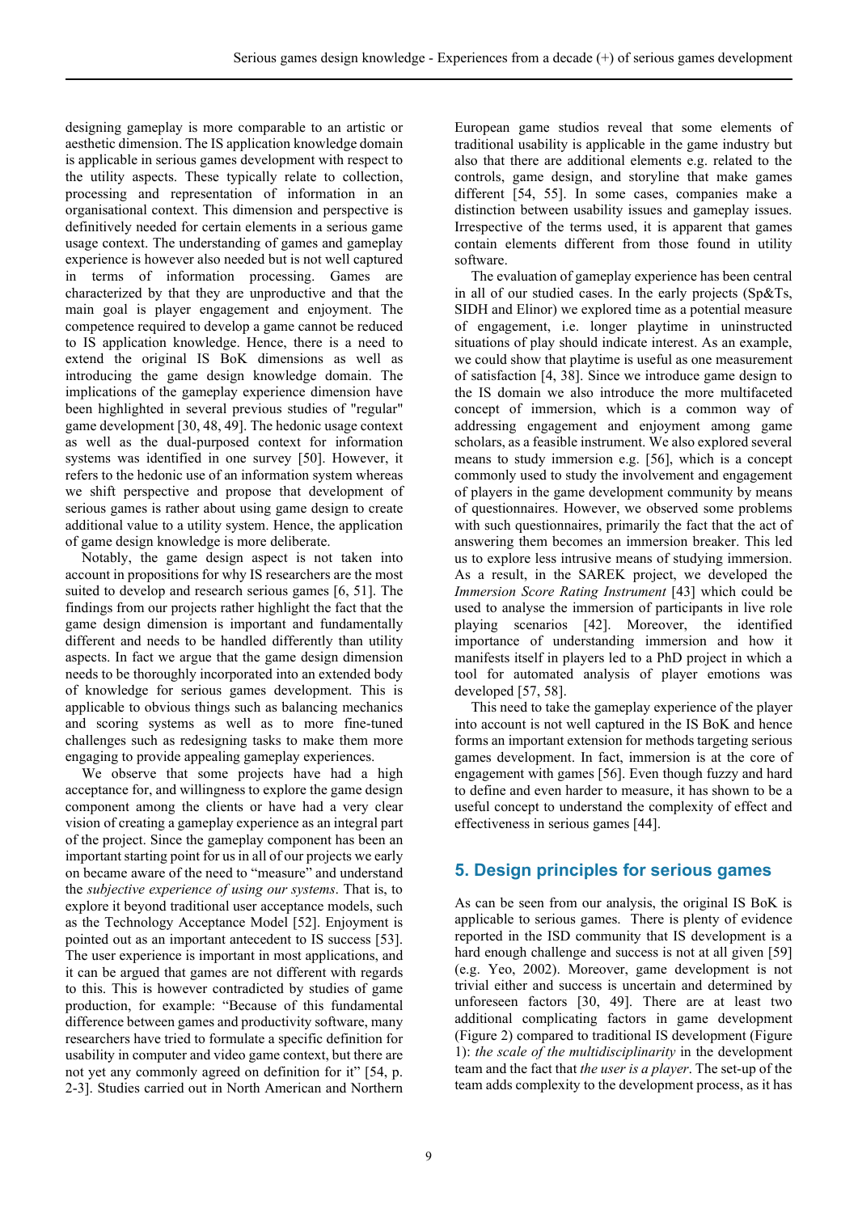designing gameplay is more comparable to an artistic or aesthetic dimension. The IS application knowledge domain is applicable in serious games development with respect to the utility aspects. These typically relate to collection, processing and representation of information in an organisational context. This dimension and perspective is definitively needed for certain elements in a serious game usage context. The understanding of games and gameplay experience is however also needed but is not well captured in terms of information processing. Games are characterized by that they are unproductive and that the main goal is player engagement and enjoyment. The competence required to develop a game cannot be reduced to IS application knowledge. Hence, there is a need to extend the original IS BoK dimensions as well as introducing the game design knowledge domain. The implications of the gameplay experience dimension have been highlighted in several previous studies of "regular" game development [30, 48, 49]. The hedonic usage context as well as the dual-purposed context for information systems was identified in one survey [50]. However, it refers to the hedonic use of an information system whereas we shift perspective and propose that development of serious games is rather about using game design to create additional value to a utility system. Hence, the application of game design knowledge is more deliberate.

Notably, the game design aspect is not taken into account in propositions for why IS researchers are the most suited to develop and research serious games [6, 51]. The findings from our projects rather highlight the fact that the game design dimension is important and fundamentally different and needs to be handled differently than utility aspects. In fact we argue that the game design dimension needs to be thoroughly incorporated into an extended body of knowledge for serious games development. This is applicable to obvious things such as balancing mechanics and scoring systems as well as to more fine-tuned challenges such as redesigning tasks to make them more engaging to provide appealing gameplay experiences.

We observe that some projects have had a high acceptance for, and willingness to explore the game design component among the clients or have had a very clear vision of creating a gameplay experience as an integral part of the project. Since the gameplay component has been an important starting point for us in all of our projects we early on became aware of the need to "measure" and understand the *subjective experience of using our systems*. That is, to explore it beyond traditional user acceptance models, such as the Technology Acceptance Model [52]. Enjoyment is pointed out as an important antecedent to IS success [53]. The user experience is important in most applications, and it can be argued that games are not different with regards to this. This is however contradicted by studies of game production, for example: "Because of this fundamental difference between games and productivity software, many researchers have tried to formulate a specific definition for usability in computer and video game context, but there are not yet any commonly agreed on definition for it" [54, p. 2-3]. Studies carried out in North American and Northern European game studios reveal that some elements of traditional usability is applicable in the game industry but also that there are additional elements e.g. related to the controls, game design, and storyline that make games different [54, 55]. In some cases, companies make a distinction between usability issues and gameplay issues. Irrespective of the terms used, it is apparent that games contain elements different from those found in utility software.

The evaluation of gameplay experience has been central in all of our studied cases. In the early projects (Sp&Ts, SIDH and Elinor) we explored time as a potential measure of engagement, i.e. longer playtime in uninstructed situations of play should indicate interest. As an example, we could show that playtime is useful as one measurement of satisfaction [4, 38]. Since we introduce game design to the IS domain we also introduce the more multifaceted concept of immersion, which is a common way of addressing engagement and enjoyment among game scholars, as a feasible instrument. We also explored several means to study immersion e.g. [56], which is a concept commonly used to study the involvement and engagement of players in the game development community by means of questionnaires. However, we observed some problems with such questionnaires, primarily the fact that the act of answering them becomes an immersion breaker. This led us to explore less intrusive means of studying immersion. As a result, in the SAREK project, we developed the *Immersion Score Rating Instrument* [43] which could be used to analyse the immersion of participants in live role playing scenarios [42]. Moreover, the identified importance of understanding immersion and how it manifests itself in players led to a PhD project in which a tool for automated analysis of player emotions was developed [57, 58].

This need to take the gameplay experience of the player into account is not well captured in the IS BoK and hence forms an important extension for methods targeting serious games development. In fact, immersion is at the core of engagement with games [56]. Even though fuzzy and hard to define and even harder to measure, it has shown to be a useful concept to understand the complexity of effect and effectiveness in serious games [44].

## 5. Design principles for serious games

As can be seen from our analysis, the original IS BoK is applicable to serious games. There is plenty of evidence reported in the ISD community that IS development is a hard enough challenge and success is not at all given [59] (e.g. Yeo, 2002). Moreover, game development is not trivial either and success is uncertain and determined by unforeseen factors [30, 49]. There are at least two additional complicating factors in game development (Figure 2) compared to traditional IS development (Figure 1): *the scale of the multidisciplinarity* in the development team and the fact that *the user is a player*. The set-up of the team adds complexity to the development process, as it has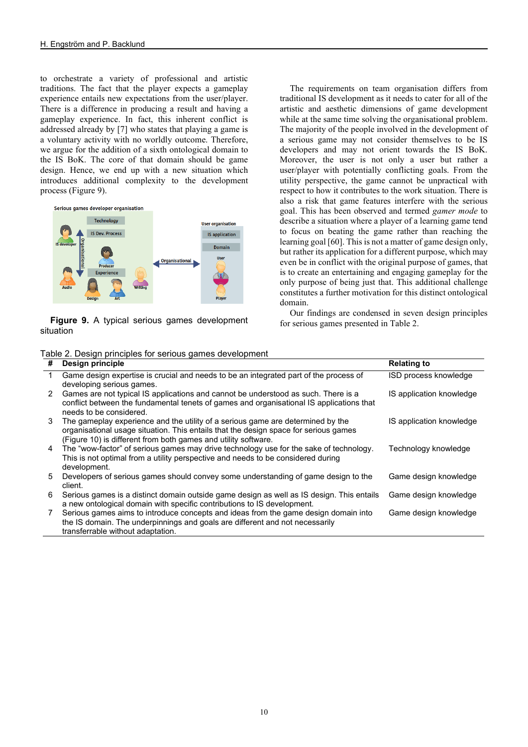to orchestrate a variety of professional and artistic traditions. The fact that the player expects a gameplay experience entails new expectations from the user/player. There is a difference in producing a result and having a gameplay experience. In fact, this inherent conflict is addressed already by [7] who states that playing a game is a voluntary activity with no worldly outcome. Therefore, we argue for the addition of a sixth ontological domain to the IS BoK. The core of that domain should be game design. Hence, we end up with a new situation which introduces additional complexity to the development process (Figure 9).

**Figure 9.** A typical serious games development situation

The requirements on team organisation differs from traditional IS development as it needs to cater for all of the artistic and aesthetic dimensions of game development while at the same time solving the organisational problem. The majority of the people involved in the development of a serious game may not consider themselves to be IS developers and may not orient towards the IS BoK. Moreover, the user is not only a user but rather a user/player with potentially conflicting goals. From the utility perspective, the game cannot be unpractical with respect to how it contributes to the work situation. There is also a risk that game features interfere with the serious goal. This has been observed and termed *gamer mode* to describe a situation where a player of a learning game tend to focus on beating the game rather than reaching the learning goal [60]. This is not a matter of game design only, but rather its application for a different purpose, which may even be in conflict with the original purpose of games, that is to create an entertaining and engaging gameplay for the only purpose of being just that. This additional challenge constitutes a further motivation for this distinct ontological domain.

Our findings are condensed in seven design principles for serious games presented in Table 2.

Table 2. Design principles for serious games development

| # | Design principle | Relating to |
|---|---|---|
| 1 | Game design expertise is crucial and needs to be an integrated part of the process of developing serious games. | ISD process knowledge |
| 2 | Games are not typical IS applications and cannot be understood as such. There is a conflict between the fundamental tenets of games and organisational IS applications that needs to be considered. | IS application knowledge |
| 3 | The gameplay experience and the utility of a serious game are determined by the organisational usage situation. This entails that the design space for serious games (Figure 10) is different from both games and utility software. | IS application knowledge |
| 4 | The "wow-factor" of serious games may drive technology use for the sake of technology. This is not optimal from a utility perspective and needs to be considered during development. | Technology knowledge |
| 5 | Developers of serious games should convey some understanding of game design to the client. | Game design knowledge |
| 6 | Serious games is a distinct domain outside game design as well as IS design. This entails a new ontological domain with specific contributions to IS development. | Game design knowledge |
| 7 | Serious games aims to introduce concepts and ideas from the game design domain into the IS domain. The underpinnings and goals are different and not necessarily transferrable without adaptation. | Game design knowledge |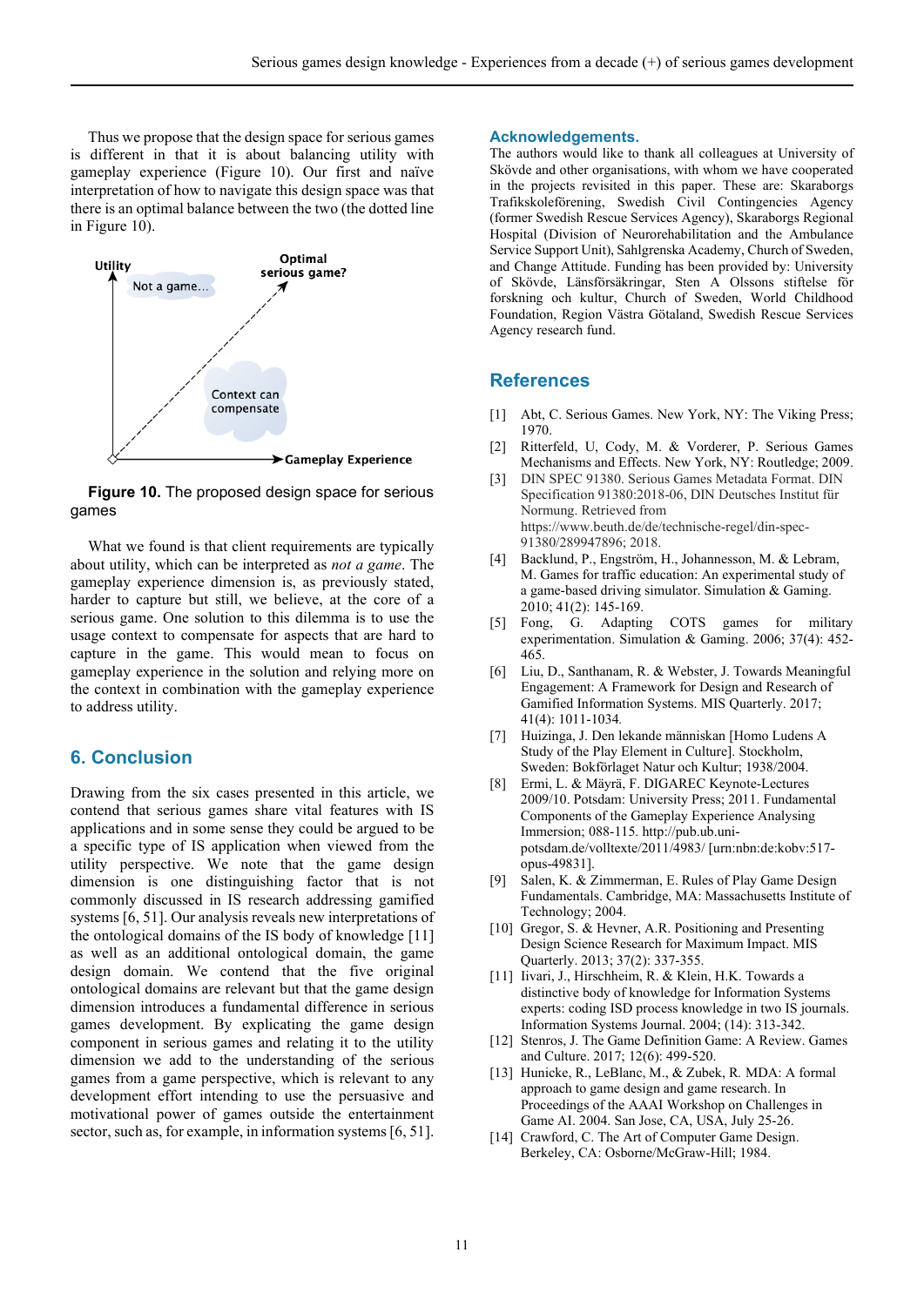Thus we propose that the design space for serious games is different in that it is about balancing utility with gameplay experience (Figure 10). Our first and naïve interpretation of how to navigate this design space was that there is an optimal balance between the two (the dotted line in Figure 10).

**Figure 10.** The proposed design space for serious games

What we found is that client requirements are typically about utility, which can be interpreted as *not a game*. The gameplay experience dimension is, as previously stated, harder to capture but still, we believe, at the core of a serious game. One solution to this dilemma is to use the usage context to compensate for aspects that are hard to capture in the game. This would mean to focus on gameplay experience in the solution and relying more on the context in combination with the gameplay experience to address utility.

## 6. Conclusion

Drawing from the six cases presented in this article, we contend that serious games share vital features with IS applications and in some sense they could be argued to be a specific type of IS application when viewed from the utility perspective. We note that the game design dimension is one distinguishing factor that is not commonly discussed in IS research addressing gamified systems [6, 51]. Our analysis reveals new interpretations of the ontological domains of the IS body of knowledge [11] as well as an additional ontological domain, the game design domain. We contend that the five original ontological domains are relevant but that the game design dimension introduces a fundamental difference in serious games development. By explicating the game design component in serious games and relating it to the utility dimension we add to the understanding of the serious games from a game perspective, which is relevant to any development effort intending to use the persuasive and motivational power of games outside the entertainment sector, such as, for example, in information systems [6, 51].

## Acknowledgements.

The authors would like to thank all colleagues at University of Skövde and other organisations, with whom we have cooperated in the projects revisited in this paper. These are: Skaraborgs Trafikskoleförening, Swedish Civil Contingencies Agency (former Swedish Rescue Services Agency), Skaraborgs Regional Hospital (Division of Neurorehabilitation and the Ambulance Service Support Unit), Sahlgrenska Academy, Church of Sweden, and Change Attitude. Funding has been provided by: University of Skövde, Länsförsäkringar, Sten A Olssons stiftelse för forskning och kultur, Church of Sweden, World Childhood Foundation, Region Västra Götaland, Swedish Rescue Services Agency research fund.

## References

[1] Abt, C. Serious Games. New York, NY: The Viking Press; 1970.

[2] Ritterfeld, U, Cody, M. & Vorderer, P. Serious Games Mechanisms and Effects. New York, NY: Routledge; 2009.

[3] DIN SPEC 91380. Serious Games Metadata Format. DIN Specification 91380:2018-06, DIN Deutsches Institut für Normung. Retrieved from https://www.beuth.de/de/technische-regel/din-spec-91380/289947896; 2018.

[4] Backlund, P., Engström, H., Johannesson, M. & Lebram, M. Games for traffic education: An experimental study of a game-based driving simulator. Simulation & Gaming. 2010; 41(2): 145-169.

[5] Fong, G. Adapting COTS games for military experimentation. Simulation & Gaming. 2006; 37(4): 452-465.

[6] Liu, D., Santhanam, R. & Webster, J. Towards Meaningful Engagement: A Framework for Design and Research of Gamified Information Systems. MIS Quarterly. 2017; 41(4): 1011-1034.

[7] Huizinga, J. Den lekande människan [Homo Ludens A Study of the Play Element in Culture]. Stockholm, Sweden: Bokförlaget Natur och Kultur; 1938/2004.

[8] Ermi, L. & Mäyrä, F. DIGAREC Keynote-Lectures 2009/10. Potsdam: University Press; 2011. Fundamental Components of the Gameplay Experience Analysing Immersion; 088-115. http://pub.ub.uni-potsdam.de/volltexte/2011/4983/ [urn:nbn:de:kobv:517-opus-49831].

[9] Salen, K. & Zimmerman, E. Rules of Play Game Design Fundamentals. Cambridge, MA: Massachusetts Institute of Technology; 2004.

[10] Gregor, S. & Hevner, A.R. Positioning and Presenting Design Science Research for Maximum Impact. MIS Quarterly. 2013; 37(2): 337-355.

[11] Iivari, J., Hirschheim, R. & Klein, H.K. Towards a distinctive body of knowledge for Information Systems experts: coding ISD process knowledge in two IS journals. Information Systems Journal. 2004; (14): 313-342.

[12] Stenros, J. The Game Definition Game: A Review. Games and Culture. 2017; 12(6): 499-520.

[13] Hunicke, R., LeBlanc, M., & Zubek, R. MDA: A formal approach to game design and game research. In Proceedings of the AAAI Workshop on Challenges in Game AI. 2004. San Jose, CA, USA, July 25-26.

[14] Crawford, C. The Art of Computer Game Design. Berkeley, CA: Osborne/McGraw-Hill; 1984.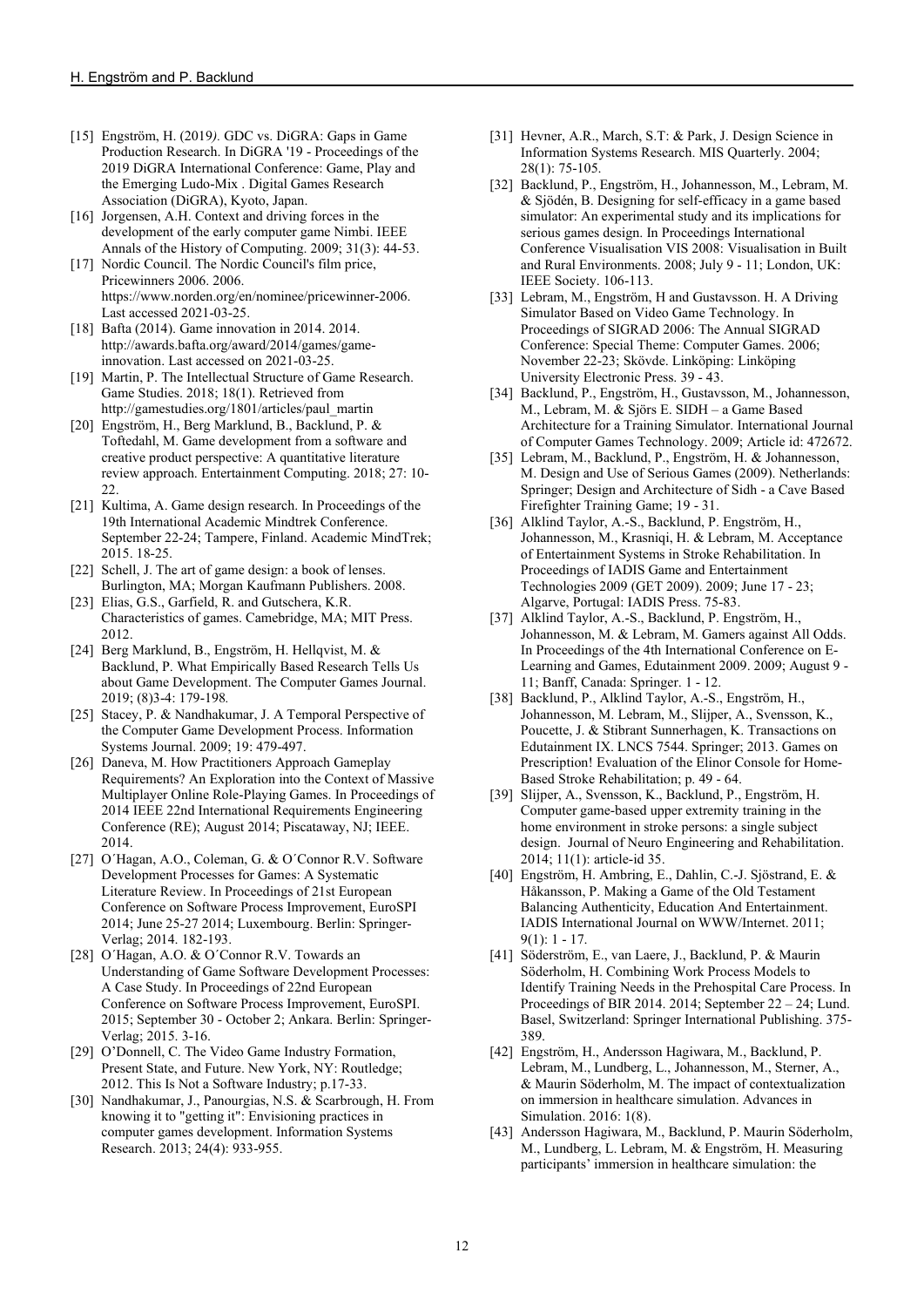[15] Engström, H. (2019*).* GDC vs. DiGRA: Gaps in Game Production Research. In DiGRA '19 - Proceedings of the 2019 DiGRA International Conference: Game, Play and the Emerging Ludo-Mix . Digital Games Research Association (DiGRA), Kyoto, Japan.

[16] Jorgensen, A.H. Context and driving forces in the development of the early computer game Nimbi. IEEE Annals of the History of Computing. 2009; 31(3): 44-53.

[17] Nordic Council. The Nordic Council's film price, Pricewinners 2006. 2006. https://www.norden.org/en/nominee/pricewinner-2006. Last accessed 2021-03-25.

[18] Bafta (2014). Game innovation in 2014. 2014. http://awards.bafta.org/award/2014/games/game-innovation. Last accessed on 2021-03-25.

[19] Martin, P. The Intellectual Structure of Game Research. Game Studies. 2018; 18(1). Retrieved from http://gamestudies.org/1801/articles/paul_martin

[20] Engström, H., Berg Marklund, B., Backlund, P. & Toftedahl, M. Game development from a software and creative product perspective: A quantitative literature review approach. Entertainment Computing. 2018; 27: 10-22.

[21] Kultima, A. Game design research. In Proceedings of the 19th International Academic Mindtrek Conference. September 22-24; Tampere, Finland. Academic MindTrek; 2015. 18-25.

[22] Schell, J. The art of game design: a book of lenses. Burlington, MA; Morgan Kaufmann Publishers. 2008.

[23] Elias, G.S., Garfield, R. and Gutschera, K.R. Characteristics of games. Camebridge, MA; MIT Press. 2012.

[24] Berg Marklund, B., Engström, H. Hellqvist, M. & Backlund, P. What Empirically Based Research Tells Us about Game Development. The Computer Games Journal. 2019; (8)3-4: 179-198*.*

[25] Stacey, P. & Nandhakumar, J. A Temporal Perspective of the Computer Game Development Process. Information Systems Journal. 2009; 19: 479-497.

[26] Daneva, M. How Practitioners Approach Gameplay Requirements? An Exploration into the Context of Massive Multiplayer Online Role-Playing Games. In Proceedings of 2014 IEEE 22nd International Requirements Engineering Conference (RE); August 2014; Piscataway, NJ; IEEE. 2014.

[27] O´Hagan, A.O., Coleman, G. & O´Connor R.V. Software Development Processes for Games: A Systematic Literature Review. In Proceedings of 21st European Conference on Software Process Improvement, EuroSPI 2014; June 25-27 2014; Luxembourg. Berlin: Springer-Verlag; 2014. 182-193.

[28] O´Hagan, A.O. & O´Connor R.V. Towards an Understanding of Game Software Development Processes: A Case Study. In Proceedings of 22nd European Conference on Software Process Improvement, EuroSPI. 2015; September 30 - October 2; Ankara. Berlin: Springer-Verlag; 2015. 3-16.

[29] O'Donnell, C. The Video Game Industry Formation, Present State, and Future. New York, NY: Routledge; 2012. This Is Not a Software Industry; p.17-33.

[30] Nandhakumar, J., Panourgias, N.S. & Scarbrough, H. From knowing it to "getting it": Envisioning practices in computer games development. Information Systems Research. 2013; 24(4): 933-955.

[31] Hevner, A.R., March, S.T: & Park, J. Design Science in Information Systems Research. MIS Quarterly. 2004; 28(1): 75-105.

[32] Backlund, P., Engström, H., Johannesson, M., Lebram, M. & Sjödén, B. Designing for self-efficacy in a game based simulator: An experimental study and its implications for serious games design. In Proceedings International Conference Visualisation VIS 2008: Visualisation in Built and Rural Environments. 2008; July 9 - 11; London, UK: IEEE Society. 106-113.

[33] Lebram, M., Engström, H and Gustavsson. H. A Driving Simulator Based on Video Game Technology. In Proceedings of SIGRAD 2006: The Annual SIGRAD Conference: Special Theme: Computer Games. 2006; November 22-23; Skövde. Linköping: Linköping University Electronic Press. 39 - 43.

[34] Backlund, P., Engström, H., Gustavsson, M., Johannesson, M., Lebram, M. & Sjörs E. SIDH – a Game Based Architecture for a Training Simulator. International Journal of Computer Games Technology. 2009; Article id: 472672.

[35] Lebram, M., Backlund, P., Engström, H. & Johannesson, M. Design and Use of Serious Games (2009). Netherlands: Springer; Design and Architecture of Sidh - a Cave Based Firefighter Training Game; 19 - 31.

[36] Alklind Taylor, A.-S., Backlund, P. Engström, H., Johannesson, M., Krasniqi, H. & Lebram, M. Acceptance of Entertainment Systems in Stroke Rehabilitation. In Proceedings of IADIS Game and Entertainment Technologies 2009 (GET 2009). 2009; June 17 - 23; Algarve, Portugal: IADIS Press. 75-83.

[37] Alklind Taylor, A.-S., Backlund, P. Engström, H., Johannesson, M. & Lebram, M. Gamers against All Odds. In Proceedings of the 4th International Conference on E-Learning and Games, Edutainment 2009. 2009; August 9 - 11; Banff, Canada: Springer. 1 - 12.

[38] Backlund, P., Alklind Taylor, A.-S., Engström, H., Johannesson, M. Lebram, M., Slijper, A., Svensson, K., Poucette, J. & Stibrant Sunnerhagen, K. Transactions on Edutainment IX. LNCS 7544. Springer; 2013. Games on Prescription! Evaluation of the Elinor Console for Home-Based Stroke Rehabilitation; p. 49 - 64.

[39] Slijper, A., Svensson, K., Backlund, P., Engström, H. Computer game-based upper extremity training in the home environment in stroke persons: a single subject design. Journal of Neuro Engineering and Rehabilitation. 2014; 11(1): article-id 35.

[40] Engström, H. Ambring, E., Dahlin, C.-J. Sjöstrand, E. & Håkansson, P. Making a Game of the Old Testament Balancing Authenticity, Education And Entertainment. IADIS International Journal on WWW/Internet. 2011; 9(1): 1 - 17.

[41] Söderström, E., van Laere, J., Backlund, P. & Maurin Söderholm, H. Combining Work Process Models to Identify Training Needs in the Prehospital Care Process. In Proceedings of BIR 2014. 2014; September 22 – 24; Lund. Basel, Switzerland: Springer International Publishing. 375-389.

[42] Engström, H., Andersson Hagiwara, M., Backlund, P. Lebram, M., Lundberg, L., Johannesson, M., Sterner, A., & Maurin Söderholm, M. The impact of contextualization on immersion in healthcare simulation. Advances in Simulation. 2016: 1(8).

[43] Andersson Hagiwara, M., Backlund, P. Maurin Söderholm, M., Lundberg, L. Lebram, M. & Engström, H. Measuring participants' immersion in healthcare simulation: the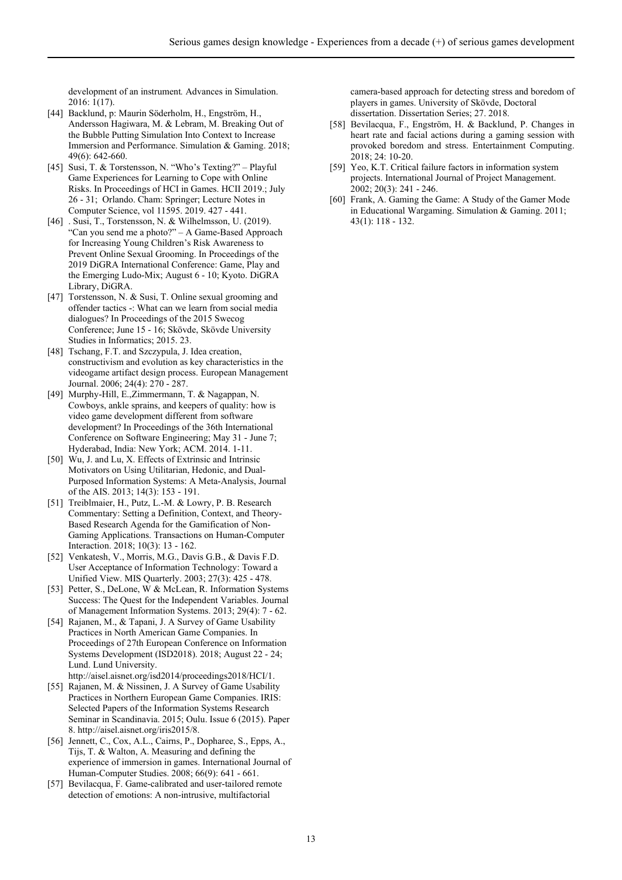development of an instrument*.* Advances in Simulation. 2016: 1(17).

[44] Backlund, p: Maurin Söderholm, H., Engström, H., Andersson Hagiwara, M. & Lebram, M. Breaking Out of the Bubble Putting Simulation Into Context to Increase Immersion and Performance. Simulation & Gaming. 2018; 49(6): 642-660.

[45] Susi, T. & Torstensson, N. "Who's Texting?" – Playful Game Experiences for Learning to Cope with Online Risks. In Proceedings of HCI in Games. HCII 2019.; July 26 - 31; Orlando. Cham: Springer; Lecture Notes in Computer Science, vol 11595. 2019. 427 - 441.

[46] . Susi, T., Torstensson, N. & Wilhelmsson, U. (2019). "Can you send me a photo?" – A Game-Based Approach for Increasing Young Children's Risk Awareness to Prevent Online Sexual Grooming. In Proceedings of the 2019 DiGRA International Conference: Game, Play and the Emerging Ludo-Mix; August 6 - 10; Kyoto. DiGRA Library, DiGRA.

[47] Torstensson, N. & Susi, T. Online sexual grooming and offender tactics -: What can we learn from social media dialogues? In Proceedings of the 2015 Swecog Conference; June 15 - 16; Skövde, Skövde University Studies in Informatics; 2015. 23.

[48] Tschang, F.T. and Szczypula, J. Idea creation, constructivism and evolution as key characteristics in the videogame artifact design process. European Management Journal. 2006; 24(4): 270 - 287.

[49] Murphy-Hill, E.,Zimmermann, T. & Nagappan, N. Cowboys, ankle sprains, and keepers of quality: how is video game development different from software development? In Proceedings of the 36th International Conference on Software Engineering; May 31 - June 7; Hyderabad, India: New York; ACM. 2014. 1-11.

[50] Wu, J. and Lu, X. Effects of Extrinsic and Intrinsic Motivators on Using Utilitarian, Hedonic, and Dual-Purposed Information Systems: A Meta-Analysis, Journal of the AIS. 2013; 14(3): 153 - 191.

[51] Treiblmaier, H., Putz, L.-M. & Lowry, P. B. Research Commentary: Setting a Definition, Context, and Theory-Based Research Agenda for the Gamification of Non-Gaming Applications. Transactions on Human-Computer Interaction. 2018; 10(3): 13 - 162.

[52] Venkatesh, V., Morris, M.G., Davis G.B., & Davis F.D. User Acceptance of Information Technology: Toward a Unified View. MIS Quarterly. 2003; 27(3): 425 - 478.

[53] Petter, S., DeLone, W & McLean, R. Information Systems Success: The Quest for the Independent Variables. Journal of Management Information Systems. 2013; 29(4): 7 - 62.

[54] Rajanen, M., & Tapani, J. A Survey of Game Usability Practices in North American Game Companies. In Proceedings of 27th European Conference on Information Systems Development (ISD2018). 2018; August 22 - 24; Lund. Lund University. http://aisel.aisnet.org/isd2014/proceedings2018/HCI/1.

[55] Rajanen, M. & Nissinen, J. A Survey of Game Usability Practices in Northern European Game Companies. IRIS: Selected Papers of the Information Systems Research Seminar in Scandinavia. 2015; Oulu. Issue 6 (2015). Paper 8. http://aisel.aisnet.org/iris2015/8.

[56] Jennett, C., Cox, A.L., Cairns, P., Dopharee, S., Epps, A., Tijs, T. & Walton, A. Measuring and defining the experience of immersion in games. International Journal of Human-Computer Studies. 2008; 66(9): 641 - 661.

[57] Bevilacqua, F. Game-calibrated and user-tailored remote detection of emotions: A non-intrusive, multifactorial camera-based approach for detecting stress and boredom of players in games. University of Skövde, Doctoral dissertation. Dissertation Series; 27. 2018.

[58] Bevilacqua, F., Engström, H. & Backlund, P. Changes in heart rate and facial actions during a gaming session with provoked boredom and stress. Entertainment Computing. 2018; 24: 10-20.

[59] Yeo, K.T. Critical failure factors in information system projects. International Journal of Project Management. 2002; 20(3): 241 - 246.

[60] Frank, A. Gaming the Game: A Study of the Gamer Mode in Educational Wargaming. Simulation & Gaming. 2011; 43(1): 118 - 132.